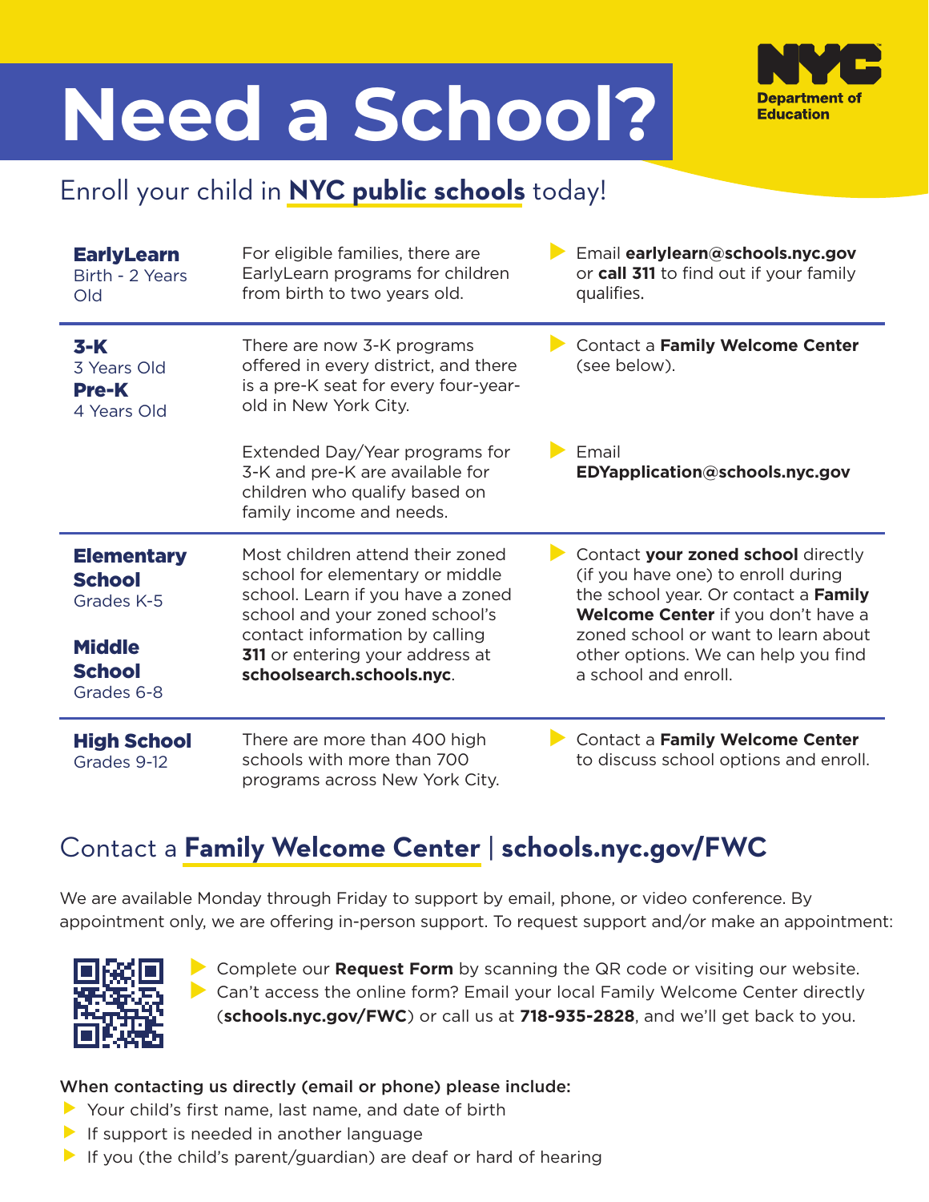# Need a School?

NYC Department of Education

## Enroll your child in **NYC public schools** today!

| Program | Description | How to Enroll |
|---|---|---|
| **EarlyLearn**<br>Birth - 2 Years Old | For eligible families, there are EarlyLearn programs for children from birth to two years old. | Email **earlylearn@schools.nyc.gov** or **call 311** to find out if your family qualifies. |
| **3-K**<br>3 Years Old<br>**Pre-K**<br>4 Years Old | There are now 3-K programs offered in every district, and there is a pre-K seat for every four-year-old in New York City. | Contact a **Family Welcome Center** (see below). |
| | Extended Day/Year programs for 3-K and pre-K are available for children who qualify based on family income and needs. | Email **EDYapplication@schools.nyc.gov** |
| **Elementary School**<br>Grades K-5<br>**Middle School**<br>Grades 6-8 | Most children attend their zoned school for elementary or middle school. Learn if you have a zoned school and your zoned school's contact information by calling **311** or entering your address at **schoolsearch.schools.nyc**. | Contact **your zoned school** directly (if you have one) to enroll during the school year. Or contact a **Family Welcome Center** if you don't have a zoned school or want to learn about other options. We can help you find a school and enroll. |
| **High School**<br>Grades 9-12 | There are more than 400 high schools with more than 700 programs across New York City. | Contact a **Family Welcome Center** to discuss school options and enroll. |

## Contact a **Family Welcome Center** | **schools.nyc.gov/FWC**

We are available Monday through Friday to support by email, phone, or video conference. By appointment only, we are offering in-person support. To request support and/or make an appointment:

- Complete our **Request Form** by scanning the QR code or visiting our website.
- Can't access the online form? Email your local Family Welcome Center directly (**schools.nyc.gov/FWC**) or call us at **718-935-2828**, and we'll get back to you.

**When contacting us directly (email or phone) please include:**

- Your child's first name, last name, and date of birth
- If support is needed in another language
- If you (the child's parent/guardian) are deaf or hard of hearing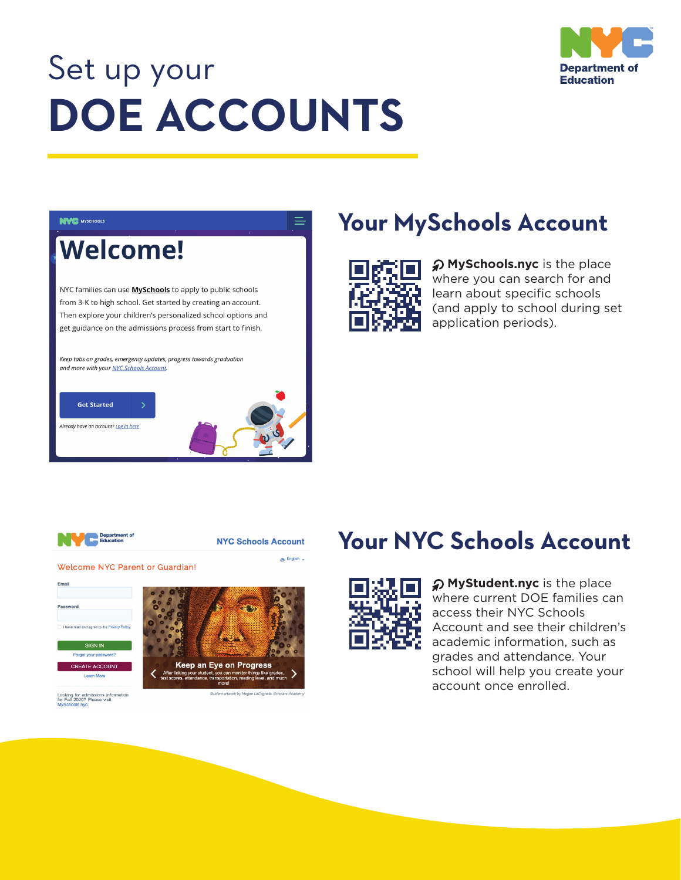Set up your

# DOE ACCOUNTS

## Your MySchools Account

**MySchools.nyc** is the place where you can search for and learn about specific schools (and apply to school during set application periods).

## Your NYC Schools Account

**MyStudent.nyc** is the place where current DOE families can access their NYC Schools Account and see their children's academic information, such as grades and attendance. Your school will help you create your account once enrolled.